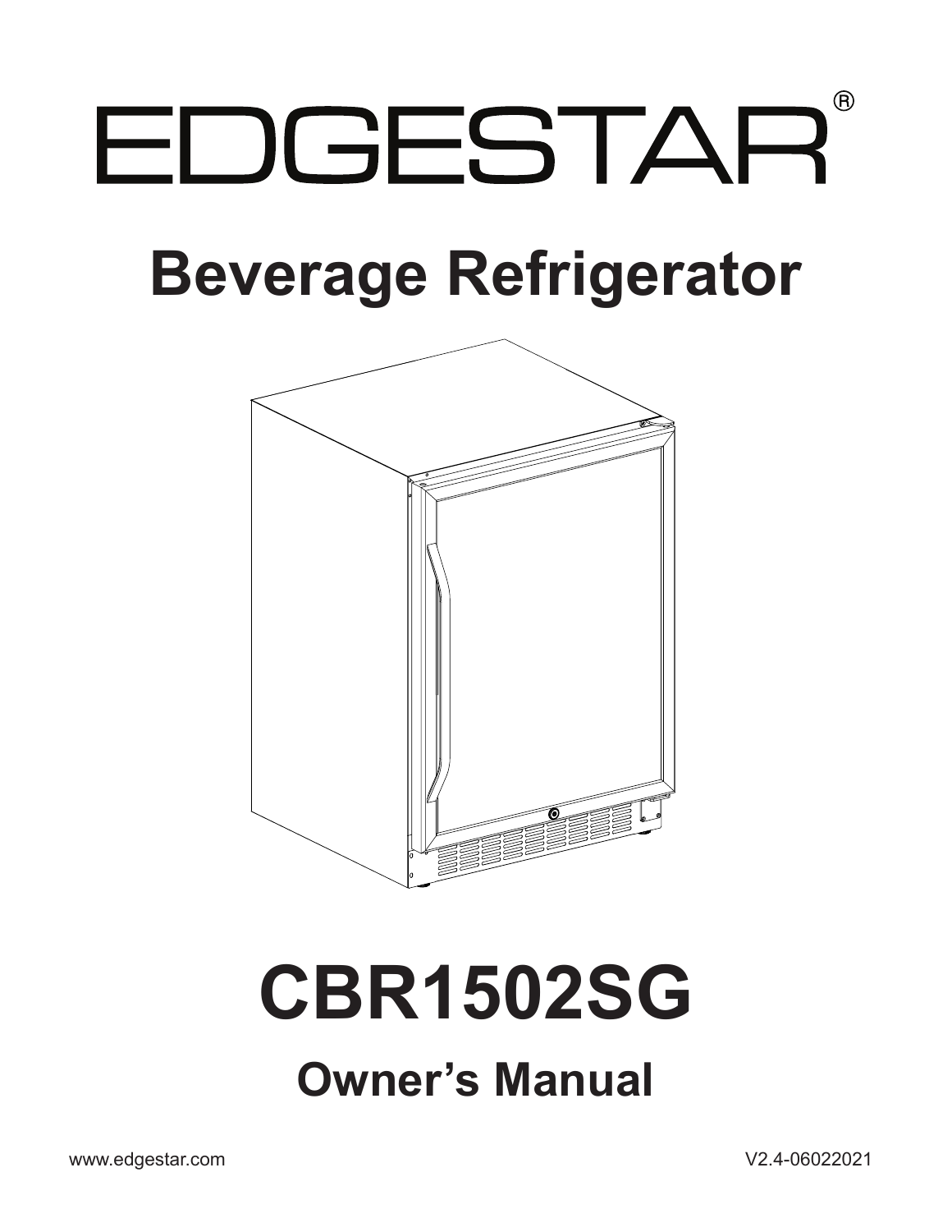# EDGESTAR®

# Beverage Refrigerator

# CBR1502SG

## Owner's Manual

www.edgestar.com

V2.4-06022021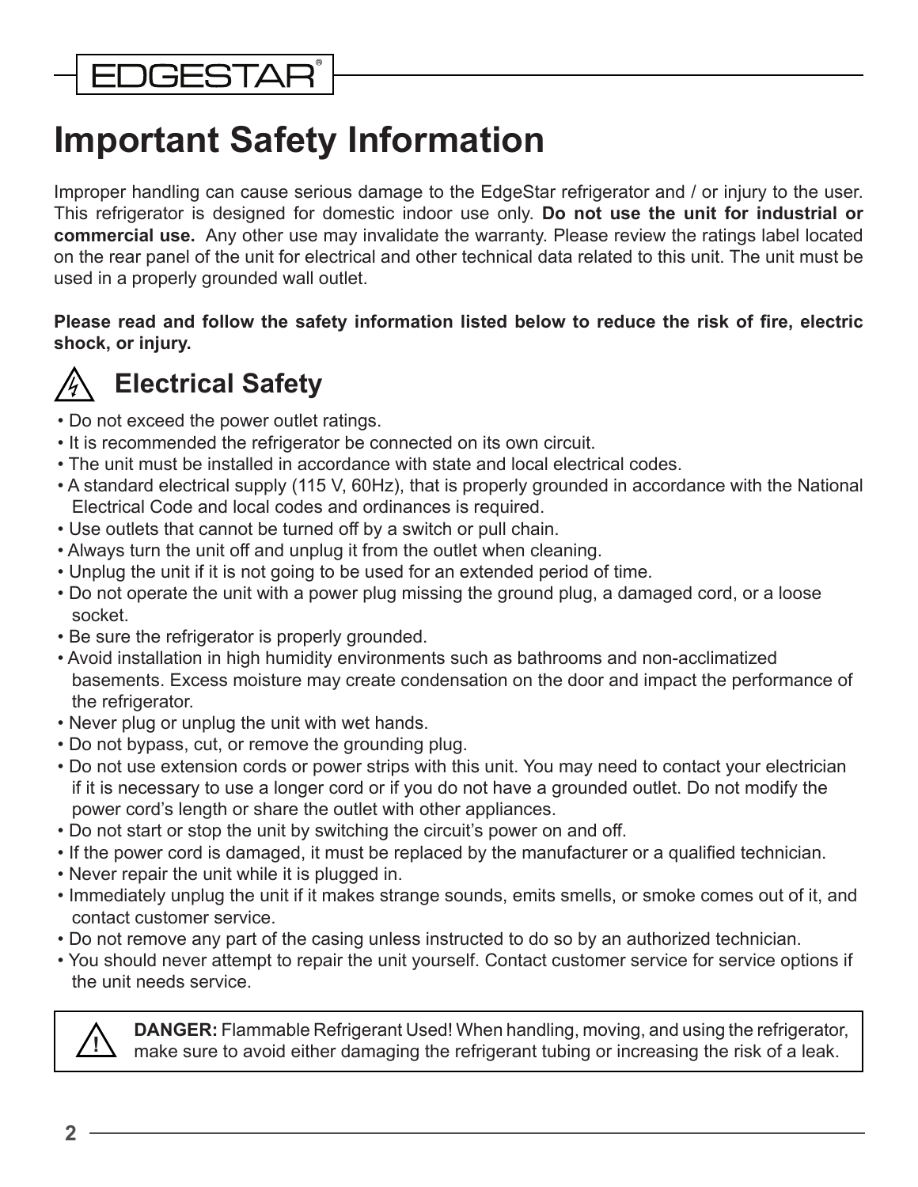# Important Safety Information

Improper handling can cause serious damage to the EdgeStar refrigerator and / or injury to the user. This refrigerator is designed for domestic indoor use only. **Do not use the unit for industrial or commercial use.** Any other use may invalidate the warranty. Please review the ratings label located on the rear panel of the unit for electrical and other technical data related to this unit. The unit must be used in a properly grounded wall outlet.

**Please read and follow the safety information listed below to reduce the risk of fire, electric shock, or injury.**

## Electrical Safety

- Do not exceed the power outlet ratings.
- It is recommended the refrigerator be connected on its own circuit.
- The unit must be installed in accordance with state and local electrical codes.
- A standard electrical supply (115 V, 60Hz), that is properly grounded in accordance with the National Electrical Code and local codes and ordinances is required.
- Use outlets that cannot be turned off by a switch or pull chain.
- Always turn the unit off and unplug it from the outlet when cleaning.
- Unplug the unit if it is not going to be used for an extended period of time.
- Do not operate the unit with a power plug missing the ground plug, a damaged cord, or a loose socket.
- Be sure the refrigerator is properly grounded.
- Avoid installation in high humidity environments such as bathrooms and non-acclimatized basements. Excess moisture may create condensation on the door and impact the performance of the refrigerator.
- Never plug or unplug the unit with wet hands.
- Do not bypass, cut, or remove the grounding plug.
- Do not use extension cords or power strips with this unit. You may need to contact your electrician if it is necessary to use a longer cord or if you do not have a grounded outlet. Do not modify the power cord's length or share the outlet with other appliances.
- Do not start or stop the unit by switching the circuit's power on and off.
- If the power cord is damaged, it must be replaced by the manufacturer or a qualified technician.
- Never repair the unit while it is plugged in.
- Immediately unplug the unit if it makes strange sounds, emits smells, or smoke comes out of it, and contact customer service.
- Do not remove any part of the casing unless instructed to do so by an authorized technician.
- You should never attempt to repair the unit yourself. Contact customer service for service options if the unit needs service.

**DANGER:** Flammable Refrigerant Used! When handling, moving, and using the refrigerator, make sure to avoid either damaging the refrigerant tubing or increasing the risk of a leak.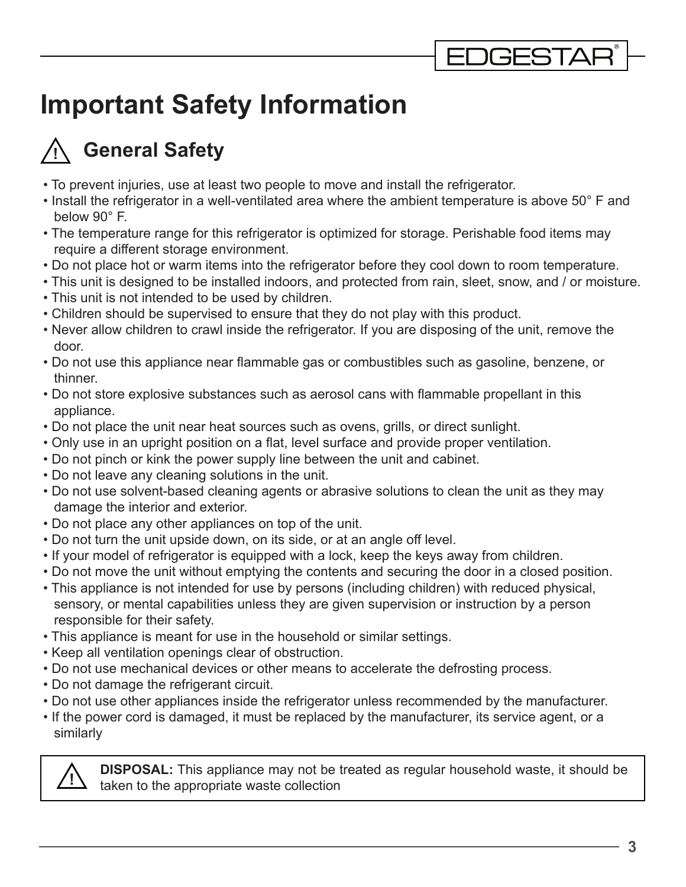# Important Safety Information

## ⚠ General Safety

- To prevent injuries, use at least two people to move and install the refrigerator.
- Install the refrigerator in a well-ventilated area where the ambient temperature is above 50° F and below 90° F.
- The temperature range for this refrigerator is optimized for storage. Perishable food items may require a different storage environment.
- Do not place hot or warm items into the refrigerator before they cool down to room temperature.
- This unit is designed to be installed indoors, and protected from rain, sleet, snow, and / or moisture.
- This unit is not intended to be used by children.
- Children should be supervised to ensure that they do not play with this product.
- Never allow children to crawl inside the refrigerator. If you are disposing of the unit, remove the door.
- Do not use this appliance near flammable gas or combustibles such as gasoline, benzene, or thinner.
- Do not store explosive substances such as aerosol cans with flammable propellant in this appliance.
- Do not place the unit near heat sources such as ovens, grills, or direct sunlight.
- Only use in an upright position on a flat, level surface and provide proper ventilation.
- Do not pinch or kink the power supply line between the unit and cabinet.
- Do not leave any cleaning solutions in the unit.
- Do not use solvent-based cleaning agents or abrasive solutions to clean the unit as they may damage the interior and exterior.
- Do not place any other appliances on top of the unit.
- Do not turn the unit upside down, on its side, or at an angle off level.
- If your model of refrigerator is equipped with a lock, keep the keys away from children.
- Do not move the unit without emptying the contents and securing the door in a closed position.
- This appliance is not intended for use by persons (including children) with reduced physical, sensory, or mental capabilities unless they are given supervision or instruction by a person responsible for their safety.
- This appliance is meant for use in the household or similar settings.
- Keep all ventilation openings clear of obstruction.
- Do not use mechanical devices or other means to accelerate the defrosting process.
- Do not damage the refrigerant circuit.
- Do not use other appliances inside the refrigerator unless recommended by the manufacturer.
- If the power cord is damaged, it must be replaced by the manufacturer, its service agent, or a similarly

> ⚠ **DISPOSAL:** This appliance may not be treated as regular household waste, it should be taken to the appropriate waste collection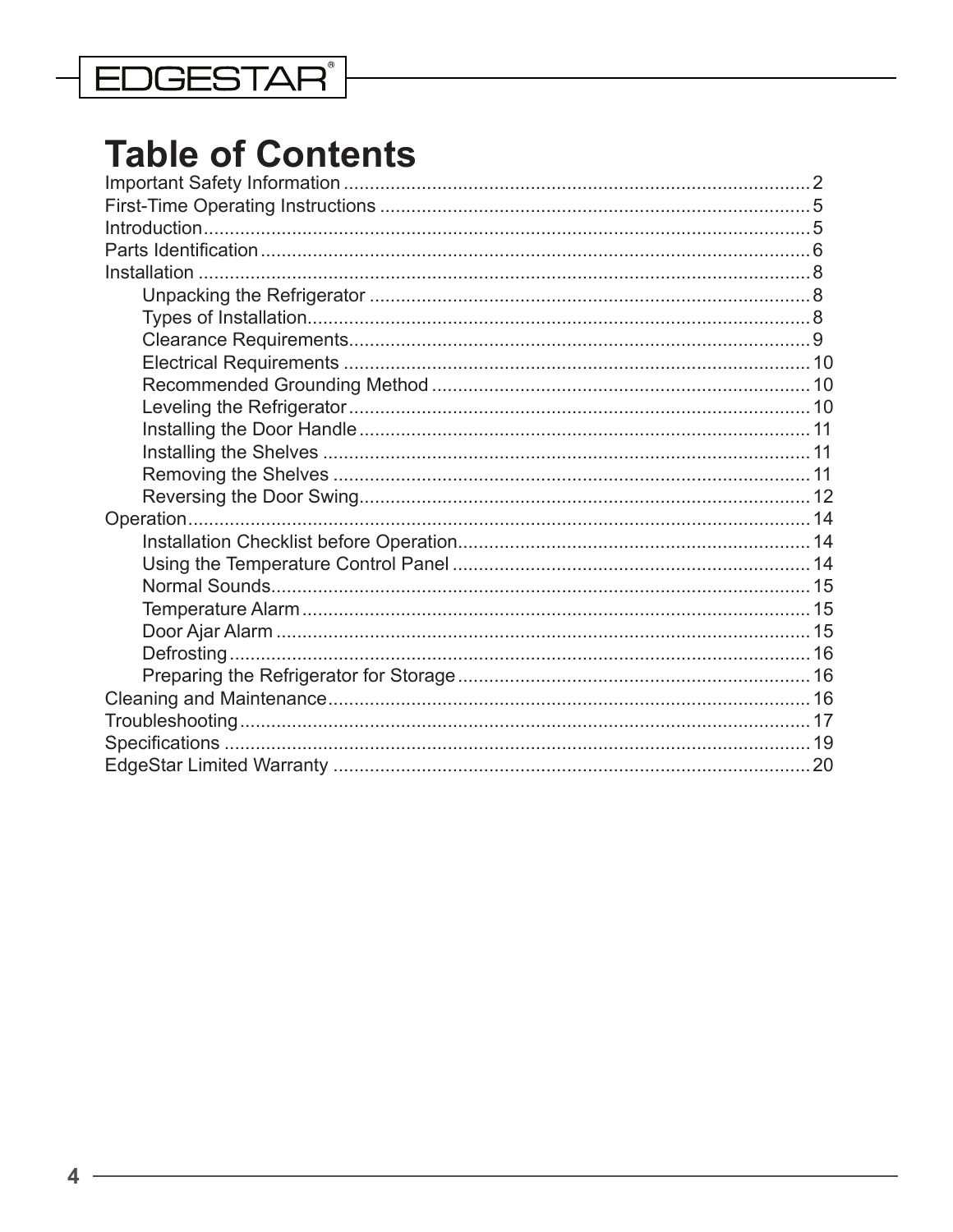# Table of Contents

Important Safety Information .......... 2
First-Time Operating Instructions .......... 5
Introduction .......... 5
Parts Identification .......... 6
Installation .......... 8
- Unpacking the Refrigerator .......... 8
- Types of Installation .......... 8
- Clearance Requirements .......... 9
- Electrical Requirements .......... 10
- Recommended Grounding Method .......... 10
- Leveling the Refrigerator .......... 10
- Installing the Door Handle .......... 11
- Installing the Shelves .......... 11
- Removing the Shelves .......... 11
- Reversing the Door Swing .......... 12

Operation .......... 14
- Installation Checklist before Operation .......... 14
- Using the Temperature Control Panel .......... 14
- Normal Sounds .......... 15
- Temperature Alarm .......... 15
- Door Ajar Alarm .......... 15
- Defrosting .......... 16
- Preparing the Refrigerator for Storage .......... 16

Cleaning and Maintenance .......... 16
Troubleshooting .......... 17
Specifications .......... 19
EdgeStar Limited Warranty .......... 20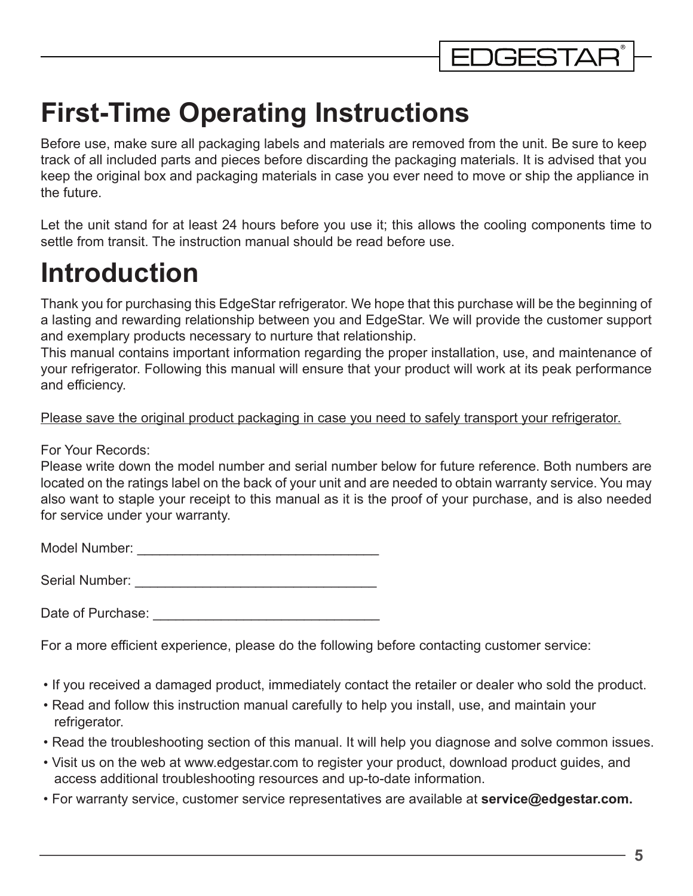# First-Time Operating Instructions

Before use, make sure all packaging labels and materials are removed from the unit. Be sure to keep track of all included parts and pieces before discarding the packaging materials. It is advised that you keep the original box and packaging materials in case you ever need to move or ship the appliance in the future.

Let the unit stand for at least 24 hours before you use it; this allows the cooling components time to settle from transit. The instruction manual should be read before use.

# Introduction

Thank you for purchasing this EdgeStar refrigerator. We hope that this purchase will be the beginning of a lasting and rewarding relationship between you and EdgeStar. We will provide the customer support and exemplary products necessary to nurture that relationship.
This manual contains important information regarding the proper installation, use, and maintenance of your refrigerator. Following this manual will ensure that your product will work at its peak performance and efficiency.

<u>Please save the original product packaging in case you need to safely transport your refrigerator.</u>

For Your Records:
Please write down the model number and serial number below for future reference. Both numbers are located on the ratings label on the back of your unit and are needed to obtain warranty service. You may also want to staple your receipt to this manual as it is the proof of your purchase, and is also needed for service under your warranty.

Model Number: _______________________________

Serial Number: _______________________________

Date of Purchase: _____________________________

For a more efficient experience, please do the following before contacting customer service:

- If you received a damaged product, immediately contact the retailer or dealer who sold the product.
- Read and follow this instruction manual carefully to help you install, use, and maintain your refrigerator.
- Read the troubleshooting section of this manual. It will help you diagnose and solve common issues.
- Visit us on the web at www.edgestar.com to register your product, download product guides, and access additional troubleshooting resources and up-to-date information.
- For warranty service, customer service representatives are available at **service@edgestar.com.**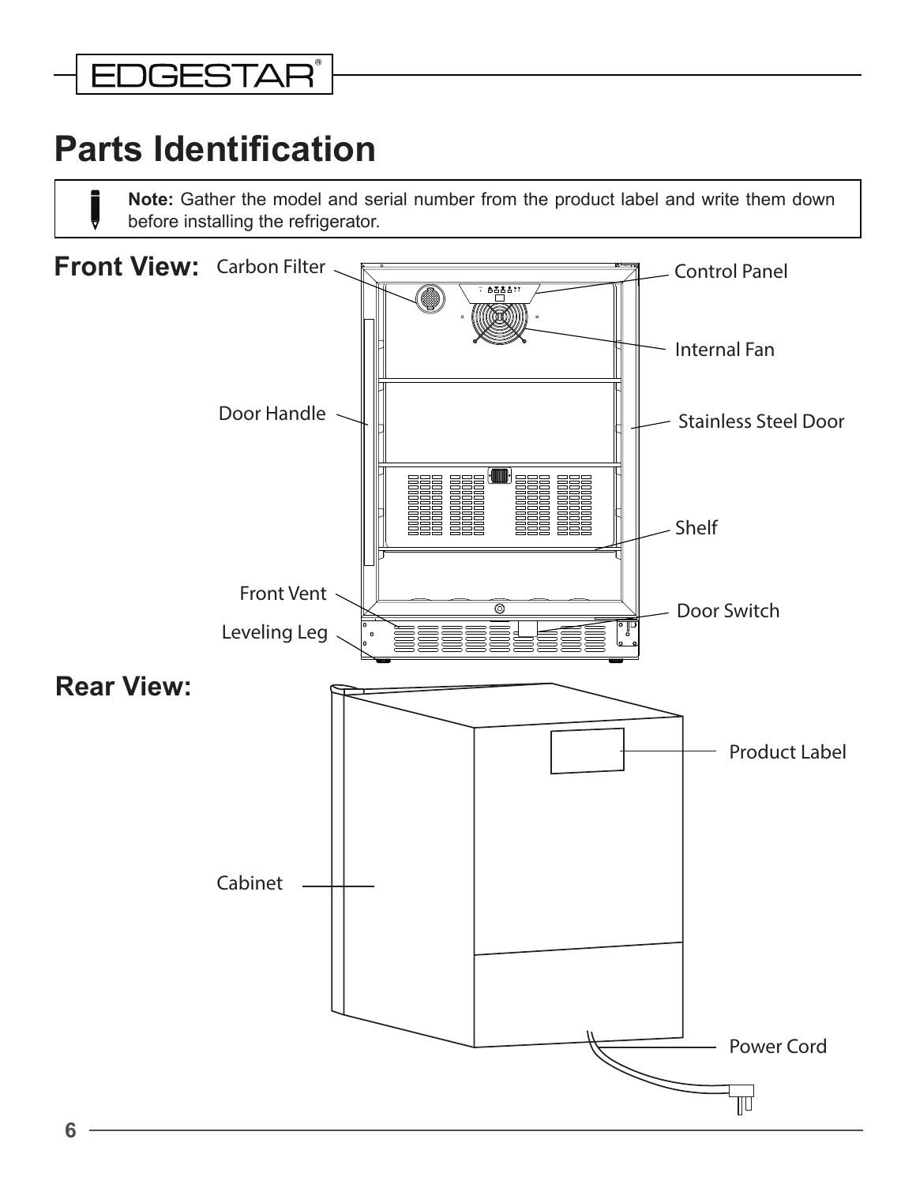# Parts Identification

**Note:** Gather the model and serial number from the product label and write them down before installing the refrigerator.

**Front View:**

Carbon Filter

Control Panel

Internal Fan

Door Handle

Stainless Steel Door

Shelf

Front Vent

Door Switch

Leveling Leg

**Rear View:**

Product Label

Cabinet

Power Cord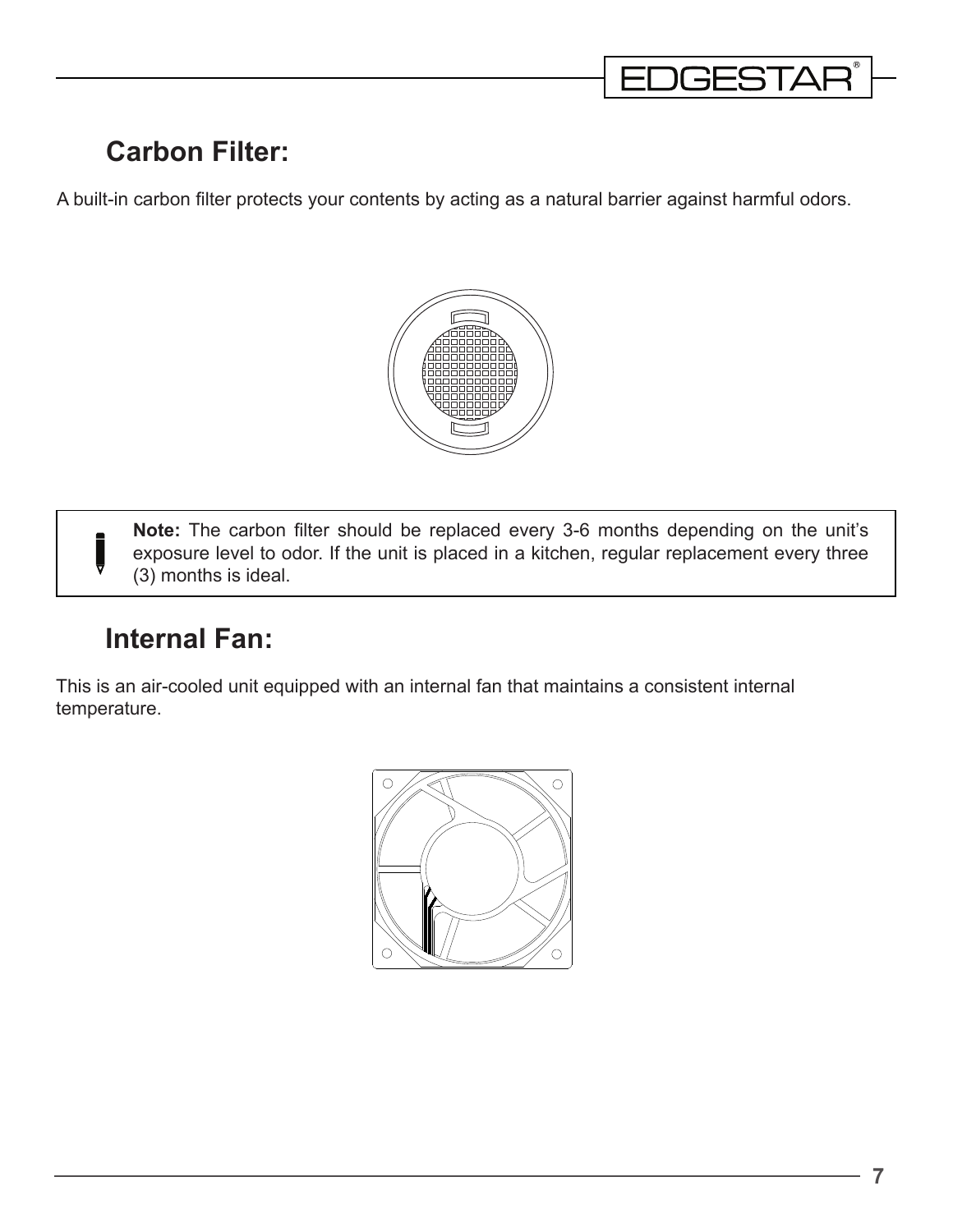## Carbon Filter:

A built-in carbon filter protects your contents by acting as a natural barrier against harmful odors.

> **Note:** The carbon filter should be replaced every 3-6 months depending on the unit's exposure level to odor. If the unit is placed in a kitchen, regular replacement every three (3) months is ideal.

## Internal Fan:

This is an air-cooled unit equipped with an internal fan that maintains a consistent internal temperature.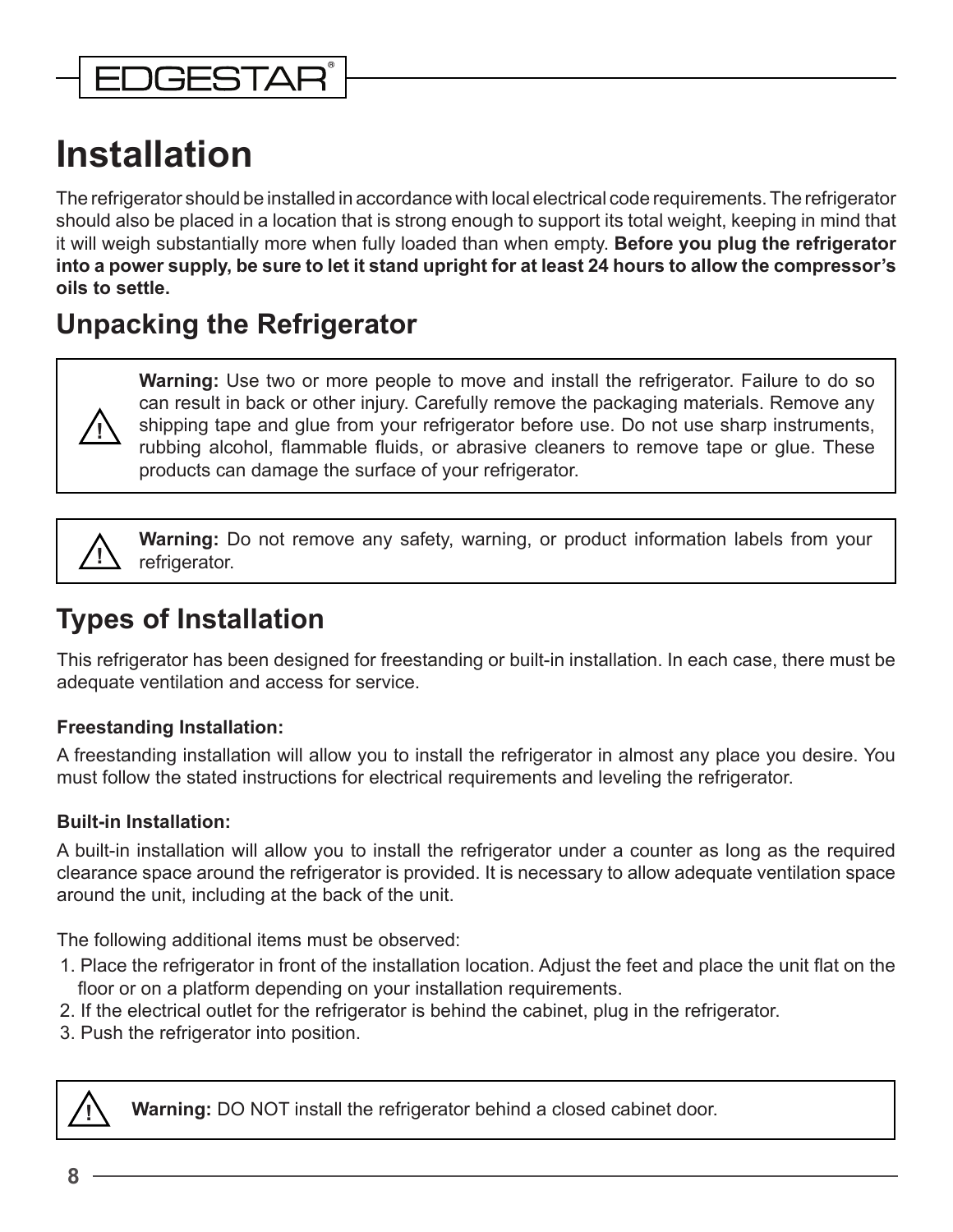# Installation

The refrigerator should be installed in accordance with local electrical code requirements. The refrigerator should also be placed in a location that is strong enough to support its total weight, keeping in mind that it will weigh substantially more when fully loaded than when empty. **Before you plug the refrigerator into a power supply, be sure to let it stand upright for at least 24 hours to allow the compressor's oils to settle.**

## Unpacking the Refrigerator

**Warning:** Use two or more people to move and install the refrigerator. Failure to do so can result in back or other injury. Carefully remove the packaging materials. Remove any shipping tape and glue from your refrigerator before use. Do not use sharp instruments, rubbing alcohol, flammable fluids, or abrasive cleaners to remove tape or glue. These products can damage the surface of your refrigerator.

**Warning:** Do not remove any safety, warning, or product information labels from your refrigerator.

## Types of Installation

This refrigerator has been designed for freestanding or built-in installation. In each case, there must be adequate ventilation and access for service.

### Freestanding Installation:

A freestanding installation will allow you to install the refrigerator in almost any place you desire. You must follow the stated instructions for electrical requirements and leveling the refrigerator.

### Built-in Installation:

A built-in installation will allow you to install the refrigerator under a counter as long as the required clearance space around the refrigerator is provided. It is necessary to allow adequate ventilation space around the unit, including at the back of the unit.

The following additional items must be observed:

1. Place the refrigerator in front of the installation location. Adjust the feet and place the unit flat on the floor or on a platform depending on your installation requirements.
2. If the electrical outlet for the refrigerator is behind the cabinet, plug in the refrigerator.
3. Push the refrigerator into position.

**Warning:** DO NOT install the refrigerator behind a closed cabinet door.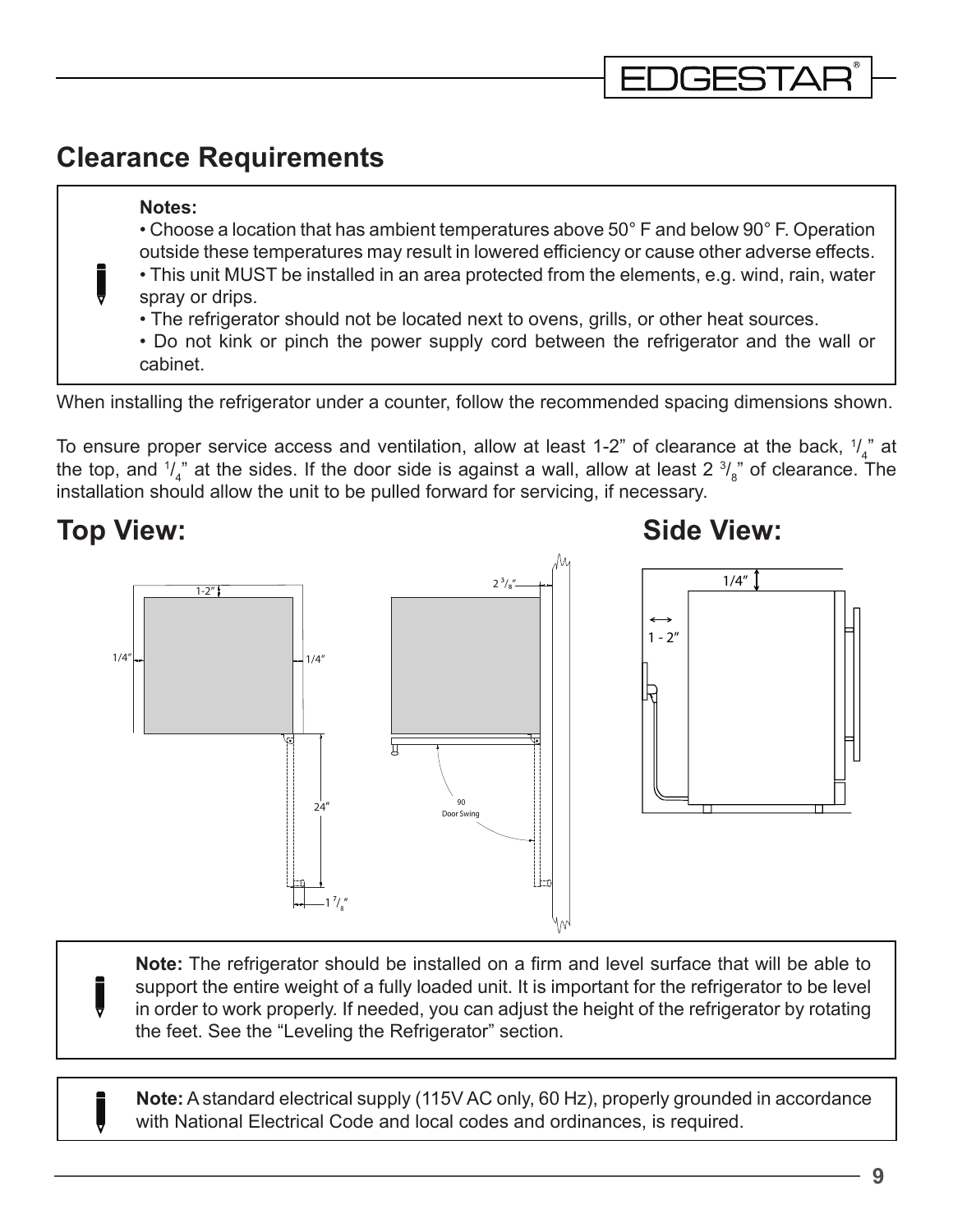## Clearance Requirements

**Notes:**

- Choose a location that has ambient temperatures above 50° F and below 90° F. Operation outside these temperatures may result in lowered efficiency or cause other adverse effects.
- This unit MUST be installed in an area protected from the elements, e.g. wind, rain, water spray or drips.
- The refrigerator should not be located next to ovens, grills, or other heat sources.
- Do not kink or pinch the power supply cord between the refrigerator and the wall or cabinet.

When installing the refrigerator under a counter, follow the recommended spacing dimensions shown.

To ensure proper service access and ventilation, allow at least 1-2" of clearance at the back, 1/4" at the top, and 1/4" at the sides. If the door side is against a wall, allow at least 2 3/8" of clearance. The installation should allow the unit to be pulled forward for servicing, if necessary.

## Top View:

## Side View:

**Note:** The refrigerator should be installed on a firm and level surface that will be able to support the entire weight of a fully loaded unit. It is important for the refrigerator to be level in order to work properly. If needed, you can adjust the height of the refrigerator by rotating the feet. See the "Leveling the Refrigerator" section.

**Note:** A standard electrical supply (115V AC only, 60 Hz), properly grounded in accordance with National Electrical Code and local codes and ordinances, is required.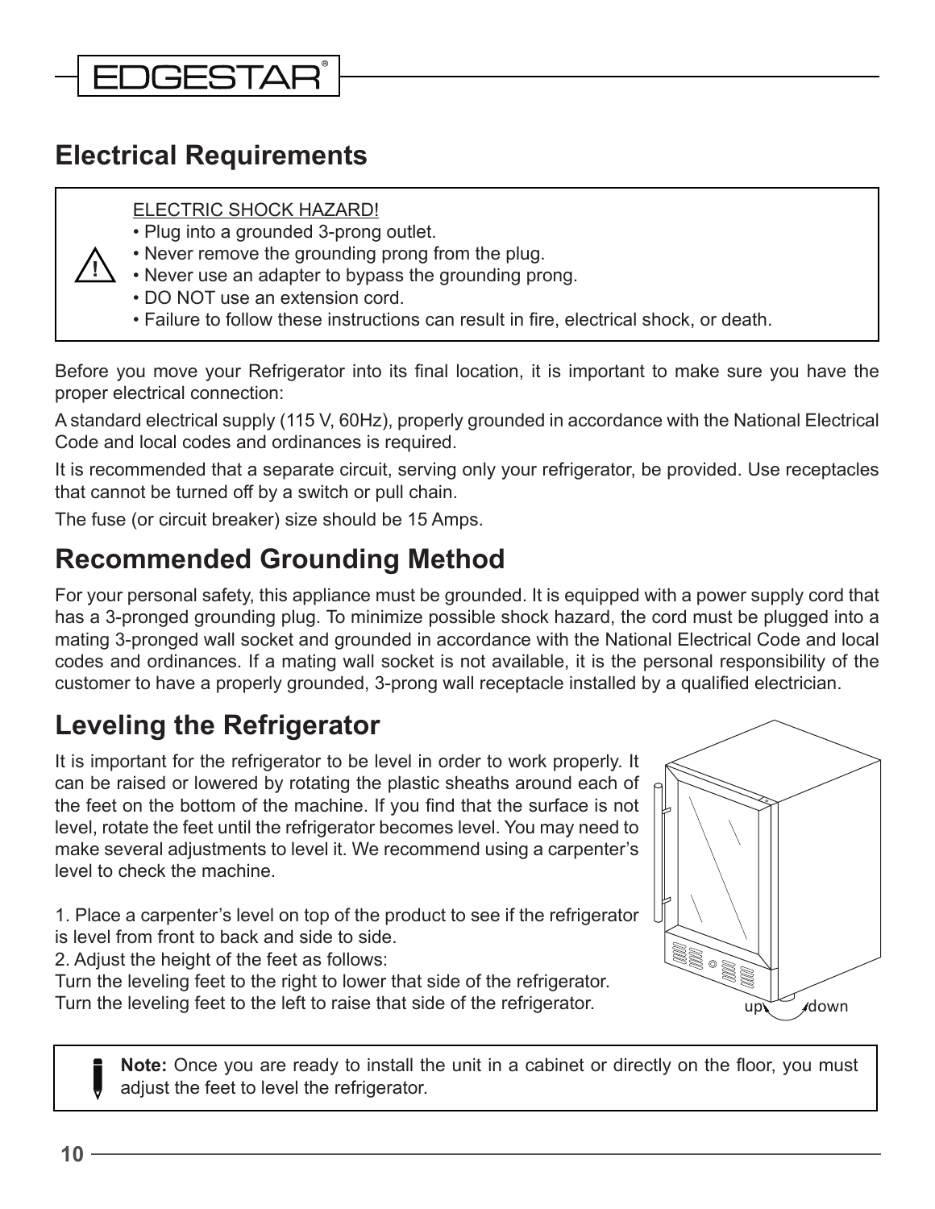## Electrical Requirements

> ⚠ ELECTRIC SHOCK HAZARD!
> - Plug into a grounded 3-prong outlet.
> - Never remove the grounding prong from the plug.
> - Never use an adapter to bypass the grounding prong.
> - DO NOT use an extension cord.
> - Failure to follow these instructions can result in fire, electrical shock, or death.

Before you move your Refrigerator into its final location, it is important to make sure you have the proper electrical connection:

A standard electrical supply (115 V, 60Hz), properly grounded in accordance with the National Electrical Code and local codes and ordinances is required.

It is recommended that a separate circuit, serving only your refrigerator, be provided. Use receptacles that cannot be turned off by a switch or pull chain.

The fuse (or circuit breaker) size should be 15 Amps.

## Recommended Grounding Method

For your personal safety, this appliance must be grounded. It is equipped with a power supply cord that has a 3-pronged grounding plug. To minimize possible shock hazard, the cord must be plugged into a mating 3-pronged wall socket and grounded in accordance with the National Electrical Code and local codes and ordinances. If a mating wall socket is not available, it is the personal responsibility of the customer to have a properly grounded, 3-prong wall receptacle installed by a qualified electrician.

## Leveling the Refrigerator

It is important for the refrigerator to be level in order to work properly. It can be raised or lowered by rotating the plastic sheaths around each of the feet on the bottom of the machine. If you find that the surface is not level, rotate the feet until the refrigerator becomes level. You may need to make several adjustments to level it. We recommend using a carpenter's level to check the machine.

1. Place a carpenter's level on top of the product to see if the refrigerator is level from front to back and side to side.
2. Adjust the height of the feet as follows:

Turn the leveling feet to the right to lower that side of the refrigerator.
Turn the leveling feet to the left to raise that side of the refrigerator.

up down

> **Note:** Once you are ready to install the unit in a cabinet or directly on the floor, you must adjust the feet to level the refrigerator.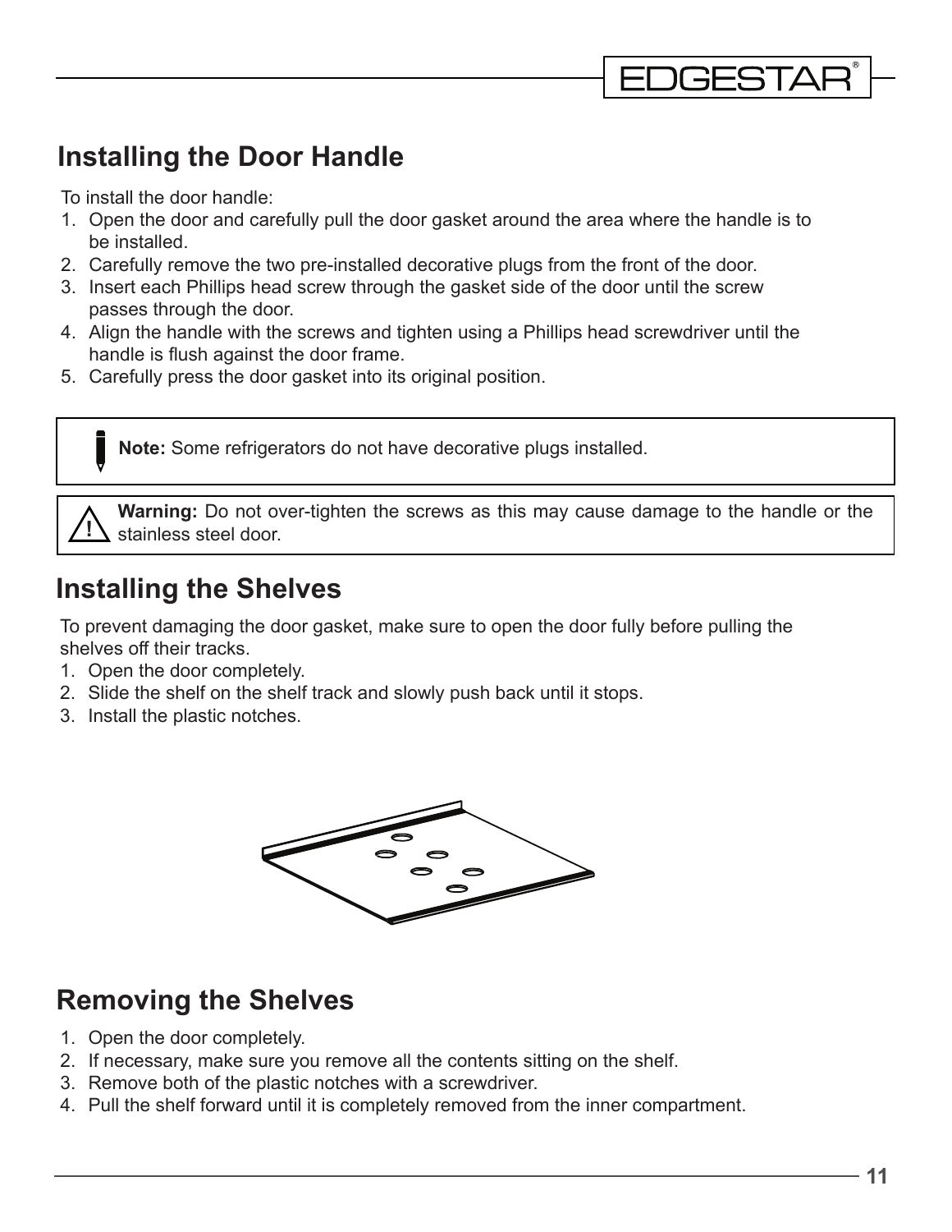## Installing the Door Handle

To install the door handle:

1. Open the door and carefully pull the door gasket around the area where the handle is to be installed.
2. Carefully remove the two pre-installed decorative plugs from the front of the door.
3. Insert each Phillips head screw through the gasket side of the door until the screw passes through the door.
4. Align the handle with the screws and tighten using a Phillips head screwdriver until the handle is flush against the door frame.
5. Carefully press the door gasket into its original position.

**Note:** Some refrigerators do not have decorative plugs installed.

**Warning:** Do not over-tighten the screws as this may cause damage to the handle or the stainless steel door.

## Installing the Shelves

To prevent damaging the door gasket, make sure to open the door fully before pulling the shelves off their tracks.

1. Open the door completely.
2. Slide the shelf on the shelf track and slowly push back until it stops.
3. Install the plastic notches.

## Removing the Shelves

1. Open the door completely.
2. If necessary, make sure you remove all the contents sitting on the shelf.
3. Remove both of the plastic notches with a screwdriver.
4. Pull the shelf forward until it is completely removed from the inner compartment.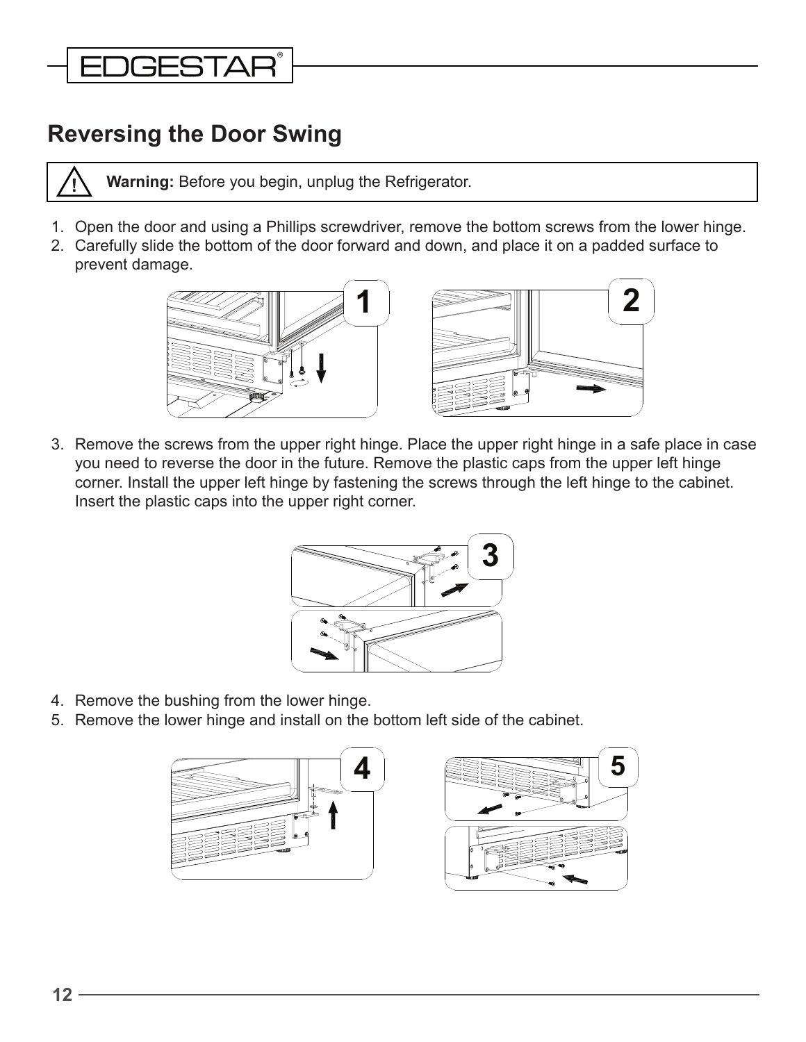## Reversing the Door Swing

> ⚠ **Warning:** Before you begin, unplug the Refrigerator.

1. Open the door and using a Phillips screwdriver, remove the bottom screws from the lower hinge.
2. Carefully slide the bottom of the door forward and down, and place it on a padded surface to prevent damage.

3. Remove the screws from the upper right hinge. Place the upper right hinge in a safe place in case you need to reverse the door in the future. Remove the plastic caps from the upper left hinge corner. Install the upper left hinge by fastening the screws through the left hinge to the cabinet. Insert the plastic caps into the upper right corner.

4. Remove the bushing from the lower hinge.
5. Remove the lower hinge and install on the bottom left side of the cabinet.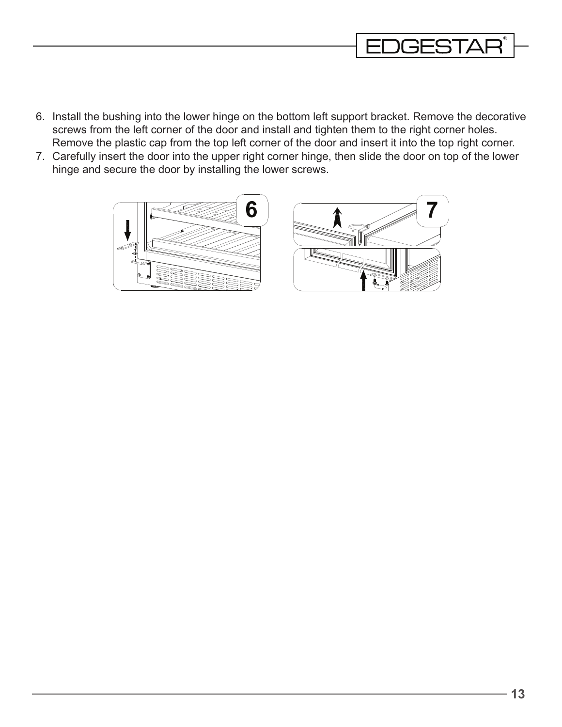6. Install the bushing into the lower hinge on the bottom left support bracket. Remove the decorative screws from the left corner of the door and install and tighten them to the right corner holes. Remove the plastic cap from the top left corner of the door and insert it into the top right corner.
7. Carefully insert the door into the upper right corner hinge, then slide the door on top of the lower hinge and secure the door by installing the lower screws.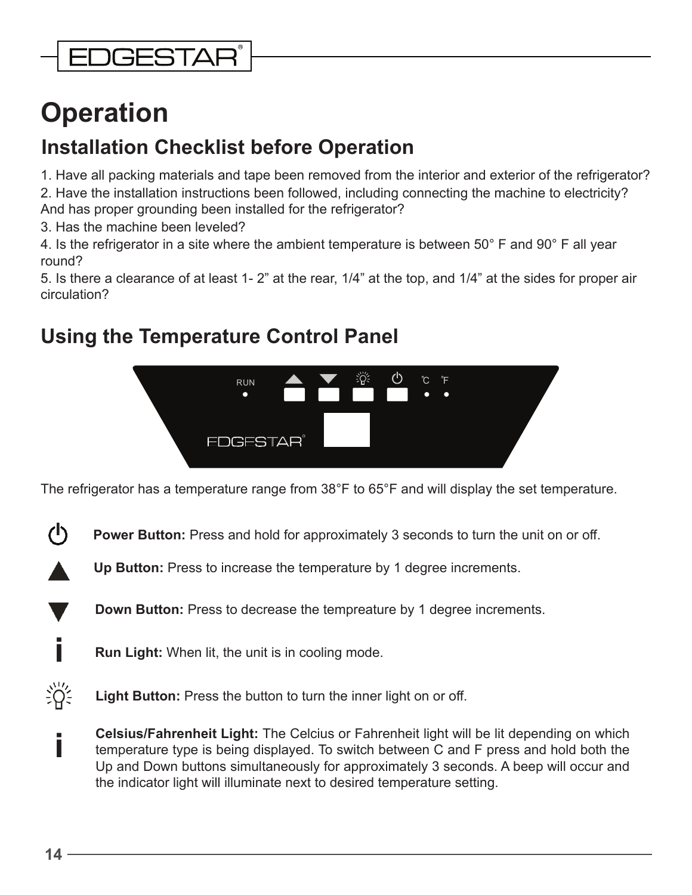# Operation

## Installation Checklist before Operation

1. Have all packing materials and tape been removed from the interior and exterior of the refrigerator?
2. Have the installation instructions been followed, including connecting the machine to electricity? And has proper grounding been installed for the refrigerator?
3. Has the machine been leveled?
4. Is the refrigerator in a site where the ambient temperature is between 50° F and 90° F all year round?
5. Is there a clearance of at least 1- 2" at the rear, 1/4" at the top, and 1/4" at the sides for proper air circulation?

## Using the Temperature Control Panel

The refrigerator has a temperature range from 38°F to 65°F and will display the set temperature.

**Power Button:** Press and hold for approximately 3 seconds to turn the unit on or off.

**Up Button:** Press to increase the temperature by 1 degree increments.

**Down Button:** Press to decrease the tempreature by 1 degree increments.

**Run Light:** When lit, the unit is in cooling mode.

**Light Button:** Press the button to turn the inner light on or off.

**Celsius/Fahrenheit Light:** The Celcius or Fahrenheit light will be lit depending on which temperature type is being displayed. To switch between C and F press and hold both the Up and Down buttons simultaneously for approximately 3 seconds. A beep will occur and the indicator light will illuminate next to desired temperature setting.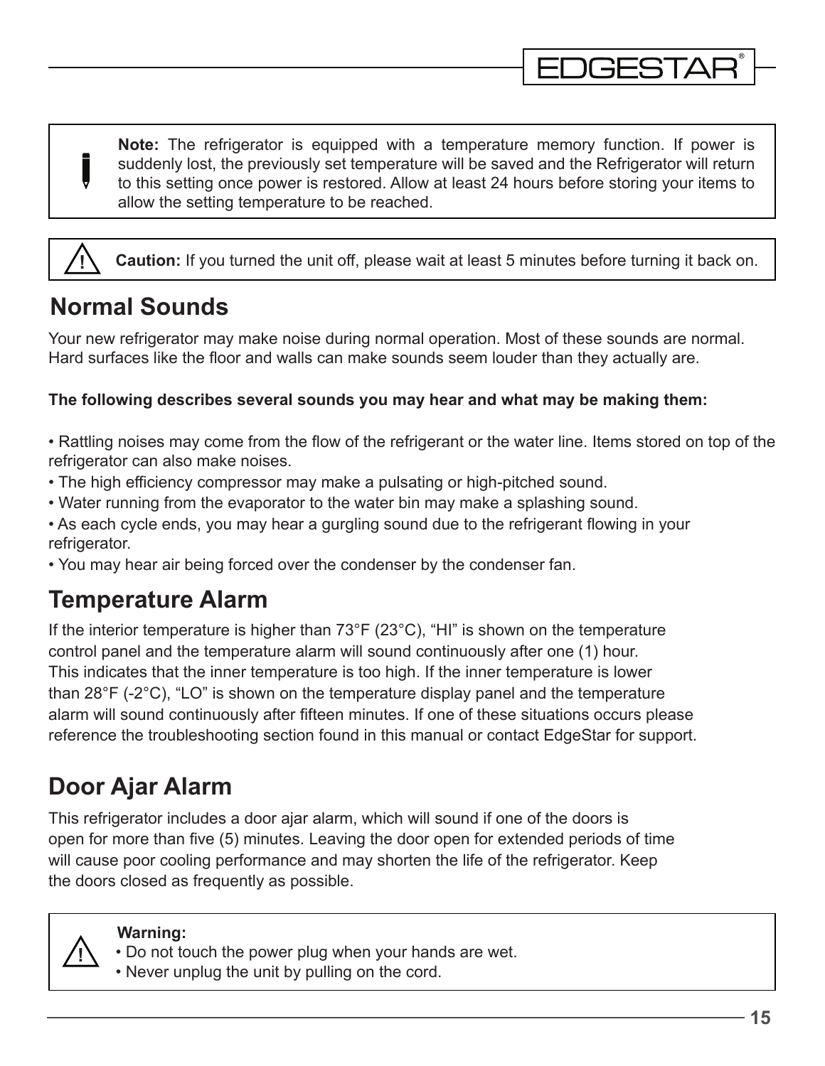**Note:** The refrigerator is equipped with a temperature memory function. If power is suddenly lost, the previously set temperature will be saved and the Refrigerator will return to this setting once power is restored. Allow at least 24 hours before storing your items to allow the setting temperature to be reached.

**Caution:** If you turned the unit off, please wait at least 5 minutes before turning it back on.

## Normal Sounds

Your new refrigerator may make noise during normal operation. Most of these sounds are normal. Hard surfaces like the floor and walls can make sounds seem louder than they actually are.

**The following describes several sounds you may hear and what may be making them:**

- Rattling noises may come from the flow of the refrigerant or the water line. Items stored on top of the refrigerator can also make noises.
- The high efficiency compressor may make a pulsating or high-pitched sound.
- Water running from the evaporator to the water bin may make a splashing sound.
- As each cycle ends, you may hear a gurgling sound due to the refrigerant flowing in your refrigerator.
- You may hear air being forced over the condenser by the condenser fan.

## Temperature Alarm

If the interior temperature is higher than 73°F (23°C), “HI” is shown on the temperature control panel and the temperature alarm will sound continuously after one (1) hour. This indicates that the inner temperature is too high. If the inner temperature is lower than 28°F (-2°C), “LO” is shown on the temperature display panel and the temperature alarm will sound continuously after fifteen minutes. If one of these situations occurs please reference the troubleshooting section found in this manual or contact EdgeStar for support.

## Door Ajar Alarm

This refrigerator includes a door ajar alarm, which will sound if one of the doors is open for more than five (5) minutes. Leaving the door open for extended periods of time will cause poor cooling performance and may shorten the life of the refrigerator. Keep the doors closed as frequently as possible.

**Warning:**

- Do not touch the power plug when your hands are wet.
- Never unplug the unit by pulling on the cord.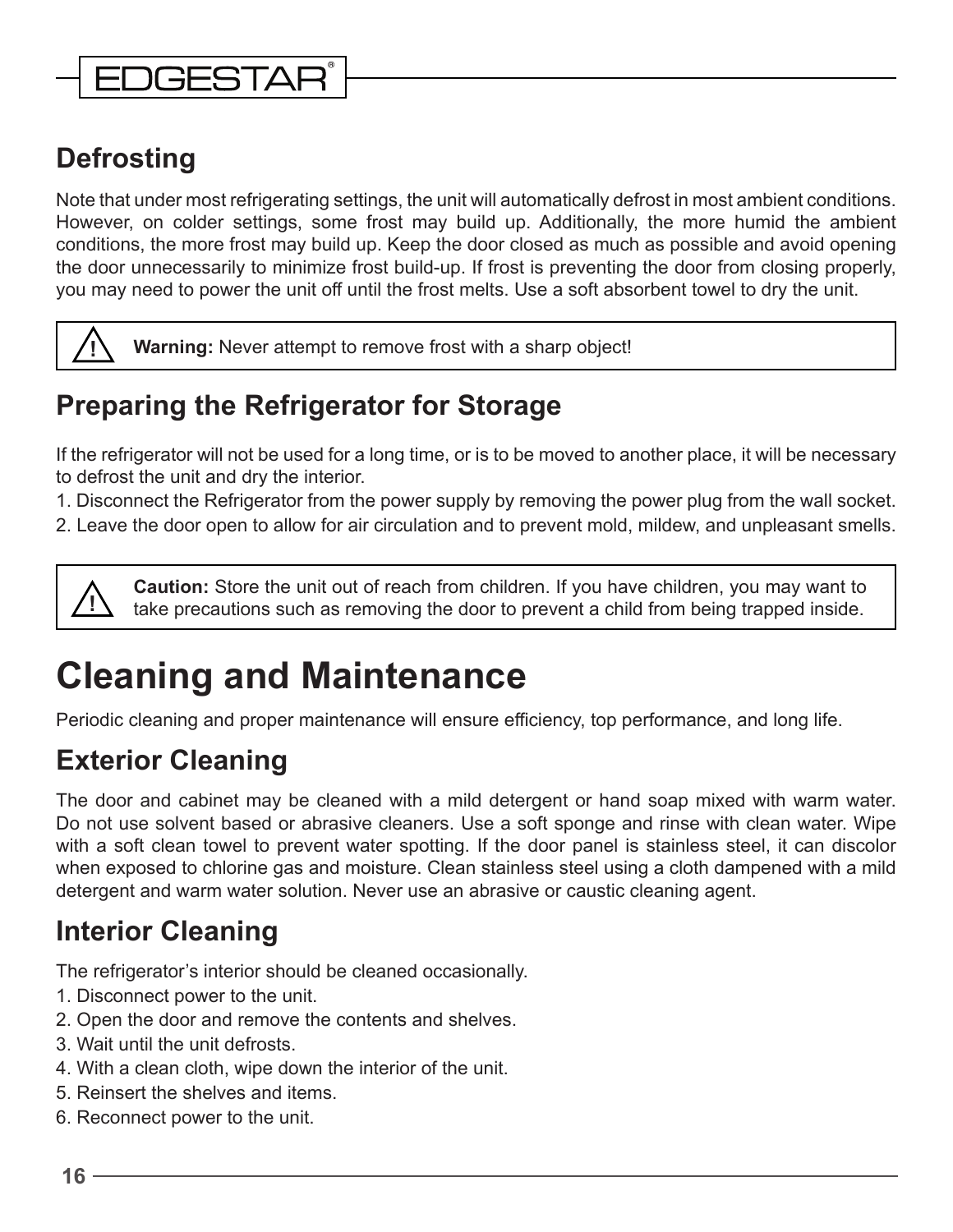## Defrosting

Note that under most refrigerating settings, the unit will automatically defrost in most ambient conditions. However, on colder settings, some frost may build up. Additionally, the more humid the ambient conditions, the more frost may build up. Keep the door closed as much as possible and avoid opening the door unnecessarily to minimize frost build-up. If frost is preventing the door from closing properly, you may need to power the unit off until the frost melts. Use a soft absorbent towel to dry the unit.

> **Warning:** Never attempt to remove frost with a sharp object!

## Preparing the Refrigerator for Storage

If the refrigerator will not be used for a long time, or is to be moved to another place, it will be necessary to defrost the unit and dry the interior.

1. Disconnect the Refrigerator from the power supply by removing the power plug from the wall socket.
2. Leave the door open to allow for air circulation and to prevent mold, mildew, and unpleasant smells.

> **Caution:** Store the unit out of reach from children. If you have children, you may want to take precautions such as removing the door to prevent a child from being trapped inside.

# Cleaning and Maintenance

Periodic cleaning and proper maintenance will ensure efficiency, top performance, and long life.

## Exterior Cleaning

The door and cabinet may be cleaned with a mild detergent or hand soap mixed with warm water. Do not use solvent based or abrasive cleaners. Use a soft sponge and rinse with clean water. Wipe with a soft clean towel to prevent water spotting. If the door panel is stainless steel, it can discolor when exposed to chlorine gas and moisture. Clean stainless steel using a cloth dampened with a mild detergent and warm water solution. Never use an abrasive or caustic cleaning agent.

## Interior Cleaning

The refrigerator's interior should be cleaned occasionally.

1. Disconnect power to the unit.
2. Open the door and remove the contents and shelves.
3. Wait until the unit defrosts.
4. With a clean cloth, wipe down the interior of the unit.
5. Reinsert the shelves and items.
6. Reconnect power to the unit.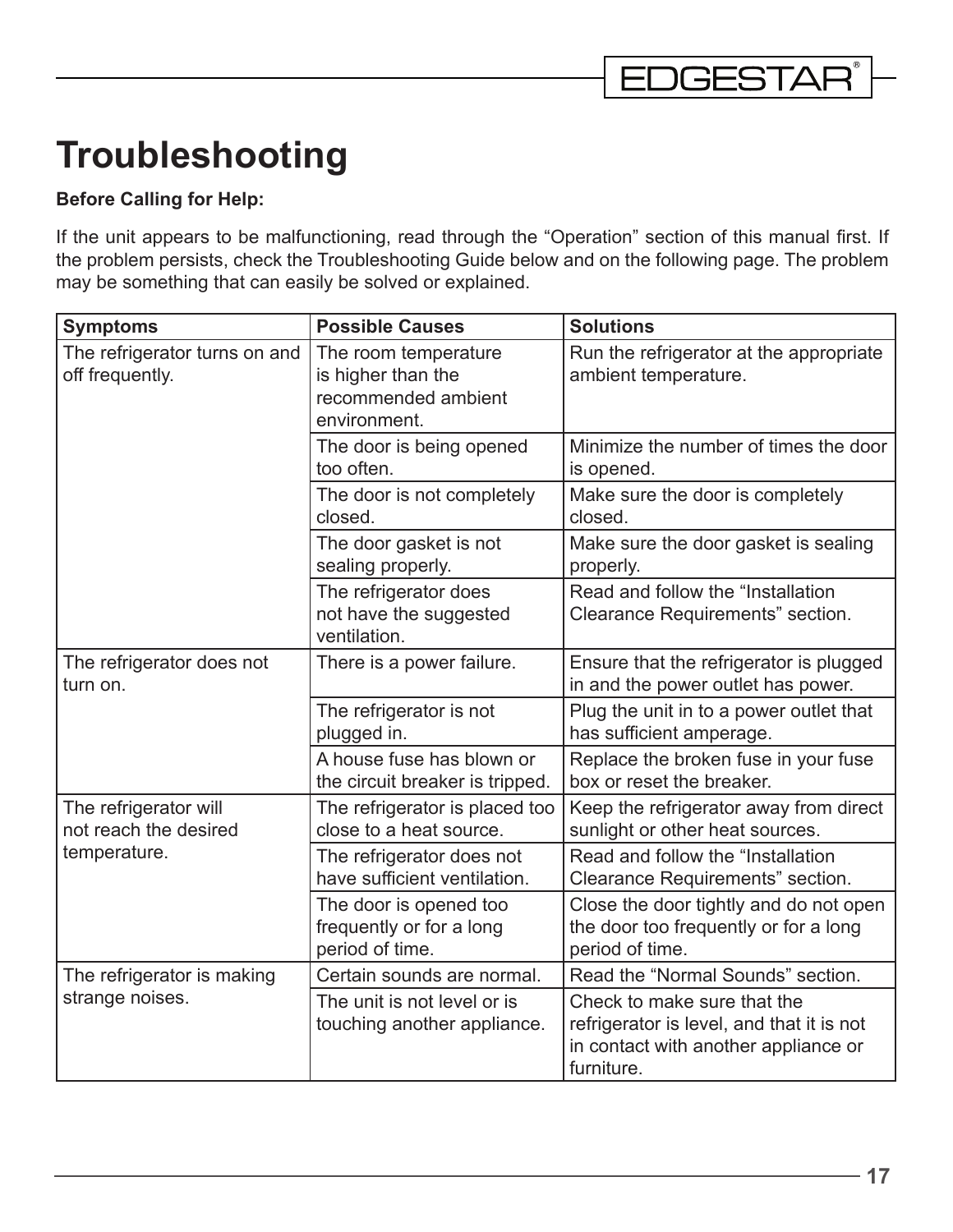# Troubleshooting

**Before Calling for Help:**

If the unit appears to be malfunctioning, read through the "Operation" section of this manual first. If the problem persists, check the Troubleshooting Guide below and on the following page. The problem may be something that can easily be solved or explained.

| Symptoms | Possible Causes | Solutions |
|---|---|---|
| The refrigerator turns on and off frequently. | The room temperature is higher than the recommended ambient environment. | Run the refrigerator at the appropriate ambient temperature. |
| | The door is being opened too often. | Minimize the number of times the door is opened. |
| | The door is not completely closed. | Make sure the door is completely closed. |
| | The door gasket is not sealing properly. | Make sure the door gasket is sealing properly. |
| | The refrigerator does not have the suggested ventilation. | Read and follow the "Installation Clearance Requirements" section. |
| The refrigerator does not turn on. | There is a power failure. | Ensure that the refrigerator is plugged in and the power outlet has power. |
| | The refrigerator is not plugged in. | Plug the unit in to a power outlet that has sufficient amperage. |
| | A house fuse has blown or the circuit breaker is tripped. | Replace the broken fuse in your fuse box or reset the breaker. |
| The refrigerator will not reach the desired temperature. | The refrigerator is placed too close to a heat source. | Keep the refrigerator away from direct sunlight or other heat sources. |
| | The refrigerator does not have sufficient ventilation. | Read and follow the "Installation Clearance Requirements" section. |
| | The door is opened too frequently or for a long period of time. | Close the door tightly and do not open the door too frequently or for a long period of time. |
| The refrigerator is making strange noises. | Certain sounds are normal. | Read the "Normal Sounds" section. |
| | The unit is not level or is touching another appliance. | Check to make sure that the refrigerator is level, and that it is not in contact with another appliance or furniture. |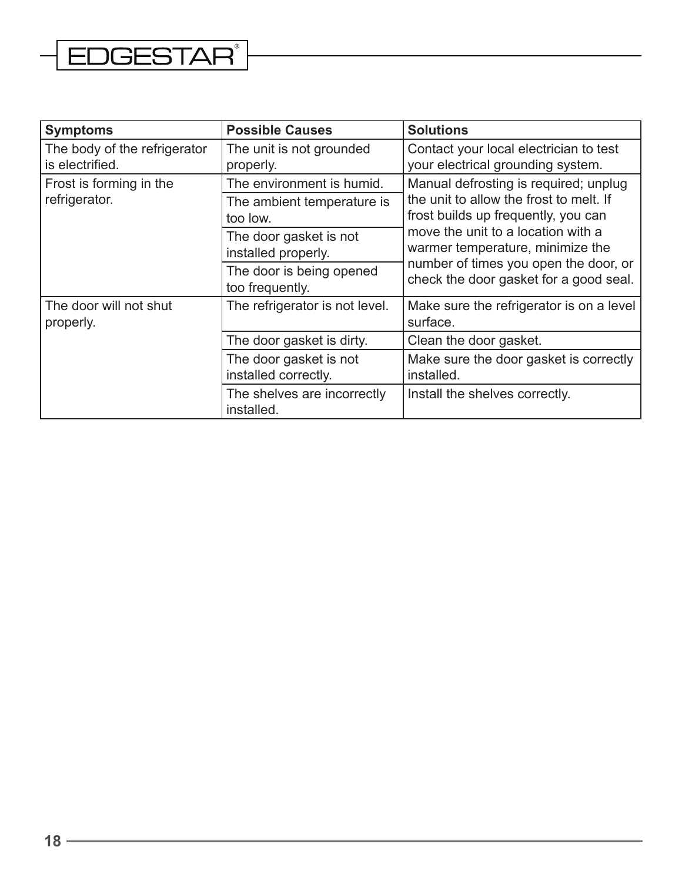| Symptoms | Possible Causes | Solutions |
|---|---|---|
| The body of the refrigerator is electrified. | The unit is not grounded properly. | Contact your local electrician to test your electrical grounding system. |
| Frost is forming in the refrigerator. | The environment is humid. | Manual defrosting is required; unplug the unit to allow the frost to melt. If frost builds up frequently, you can move the unit to a location with a warmer temperature, minimize the number of times you open the door, or check the door gasket for a good seal. |
| | The ambient temperature is too low. | |
| | The door gasket is not installed properly. | |
| | The door is being opened too frequently. | |
| The door will not shut properly. | The refrigerator is not level. | Make sure the refrigerator is on a level surface. |
| | The door gasket is dirty. | Clean the door gasket. |
| | The door gasket is not installed correctly. | Make sure the door gasket is correctly installed. |
| | The shelves are incorrectly installed. | Install the shelves correctly. |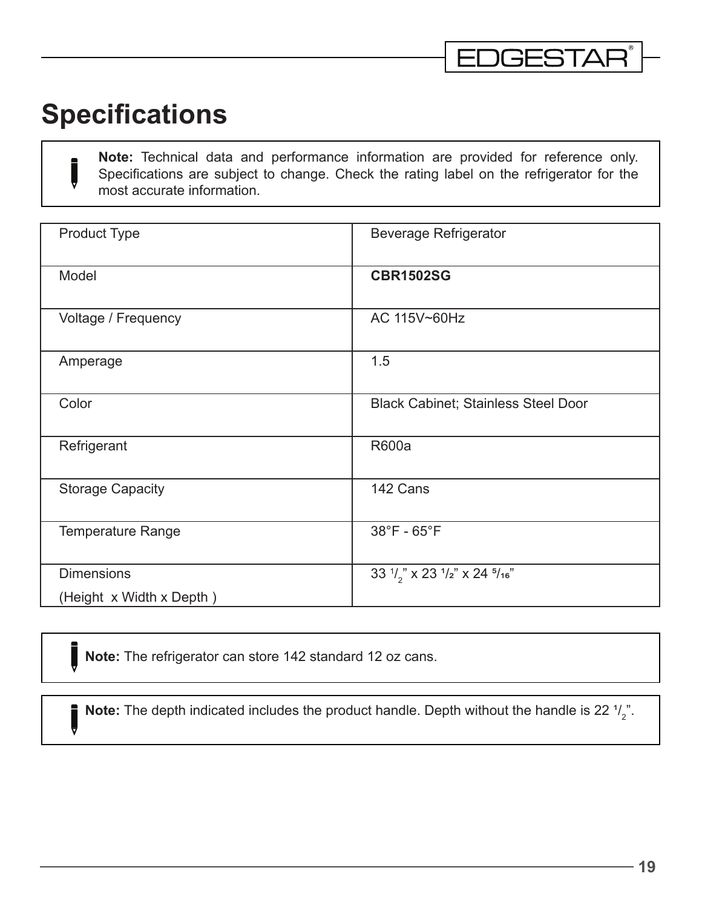# Specifications

> **Note:** Technical data and performance information are provided for reference only. Specifications are subject to change. Check the rating label on the refrigerator for the most accurate information.

| | |
|---|---|
| Product Type | Beverage Refrigerator |
| Model | **CBR1502SG** |
| Voltage / Frequency | AC 115V~60Hz |
| Amperage | 1.5 |
| Color | Black Cabinet; Stainless Steel Door |
| Refrigerant | R600a |
| Storage Capacity | 142 Cans |
| Temperature Range | 38°F - 65°F |
| Dimensions (Height x Width x Depth ) | 33 1/2" x 23 1/2" x 24 5/16" |

> **Note:** The refrigerator can store 142 standard 12 oz cans.

> **Note:** The depth indicated includes the product handle. Depth without the handle is 22 1/2".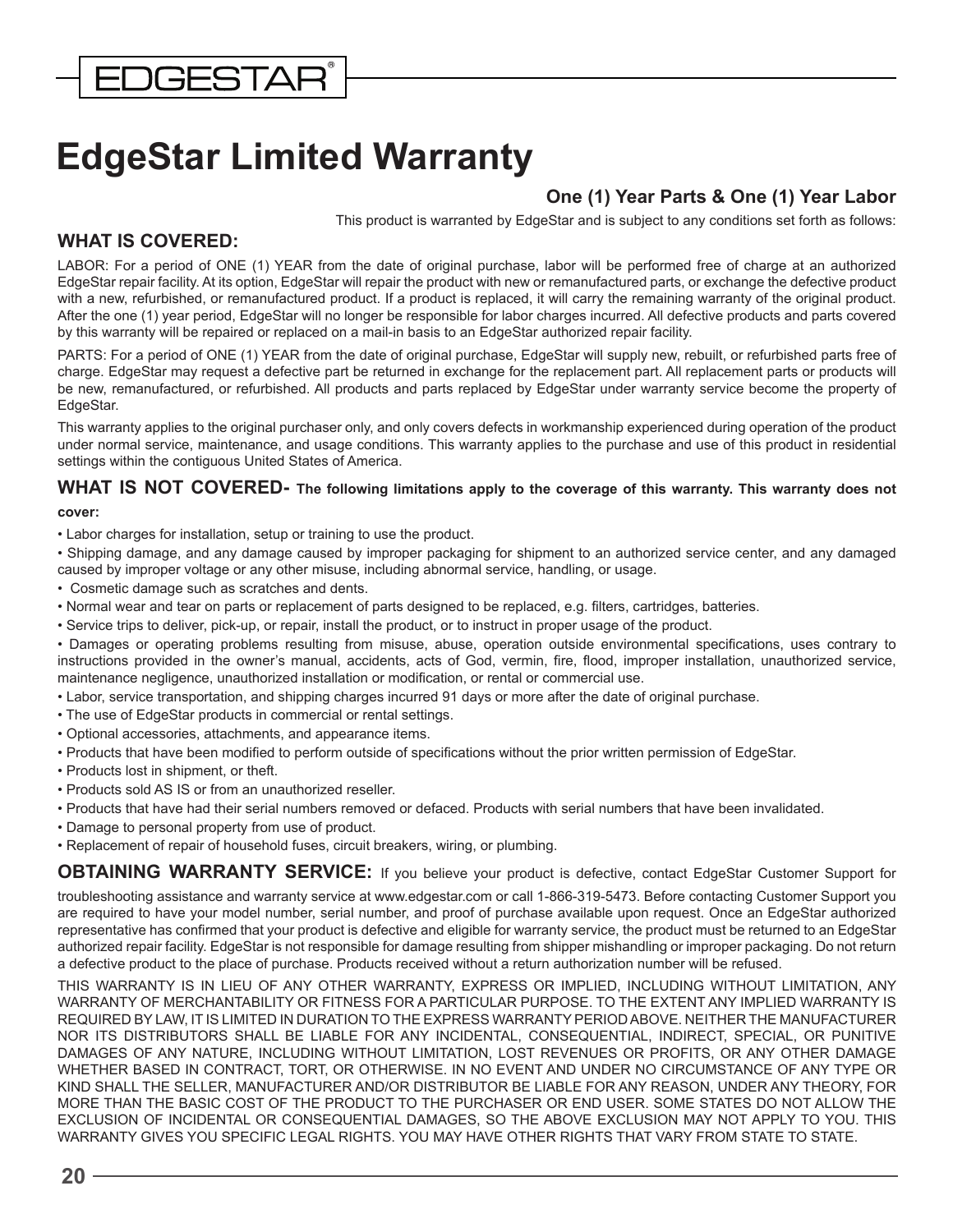# EdgeStar Limited Warranty

### One (1) Year Parts & One (1) Year Labor

This product is warranted by EdgeStar and is subject to any conditions set forth as follows:

## WHAT IS COVERED:

LABOR: For a period of ONE (1) YEAR from the date of original purchase, labor will be performed free of charge at an authorized EdgeStar repair facility. At its option, EdgeStar will repair the product with new or remanufactured parts, or exchange the defective product with a new, refurbished, or remanufactured product. If a product is replaced, it will carry the remaining warranty of the original product. After the one (1) year period, EdgeStar will no longer be responsible for labor charges incurred. All defective products and parts covered by this warranty will be repaired or replaced on a mail-in basis to an EdgeStar authorized repair facility.

PARTS: For a period of ONE (1) YEAR from the date of original purchase, EdgeStar will supply new, rebuilt, or refurbished parts free of charge. EdgeStar may request a defective part be returned in exchange for the replacement part. All replacement parts or products will be new, remanufactured, or refurbished. All products and parts replaced by EdgeStar under warranty service become the property of EdgeStar.

This warranty applies to the original purchaser only, and only covers defects in workmanship experienced during operation of the product under normal service, maintenance, and usage conditions. This warranty applies to the purchase and use of this product in residential settings within the contiguous United States of America.

## WHAT IS NOT COVERED- **The following limitations apply to the coverage of this warranty. This warranty does not cover:**

- Labor charges for installation, setup or training to use the product.
- Shipping damage, and any damage caused by improper packaging for shipment to an authorized service center, and any damaged caused by improper voltage or any other misuse, including abnormal service, handling, or usage.
- Cosmetic damage such as scratches and dents.
- Normal wear and tear on parts or replacement of parts designed to be replaced, e.g. filters, cartridges, batteries.
- Service trips to deliver, pick-up, or repair, install the product, or to instruct in proper usage of the product.
- Damages or operating problems resulting from misuse, abuse, operation outside environmental specifications, uses contrary to instructions provided in the owner's manual, accidents, acts of God, vermin, fire, flood, improper installation, unauthorized service, maintenance negligence, unauthorized installation or modification, or rental or commercial use.
- Labor, service transportation, and shipping charges incurred 91 days or more after the date of original purchase.
- The use of EdgeStar products in commercial or rental settings.
- Optional accessories, attachments, and appearance items.
- Products that have been modified to perform outside of specifications without the prior written permission of EdgeStar.
- Products lost in shipment, or theft.
- Products sold AS IS or from an unauthorized reseller.
- Products that have had their serial numbers removed or defaced. Products with serial numbers that have been invalidated.
- Damage to personal property from use of product.
- Replacement of repair of household fuses, circuit breakers, wiring, or plumbing.

**OBTAINING WARRANTY SERVICE:** If you believe your product is defective, contact EdgeStar Customer Support for troubleshooting assistance and warranty service at www.edgestar.com or call 1-866-319-5473. Before contacting Customer Support you are required to have your model number, serial number, and proof of purchase available upon request. Once an EdgeStar authorized representative has confirmed that your product is defective and eligible for warranty service, the product must be returned to an EdgeStar authorized repair facility. EdgeStar is not responsible for damage resulting from shipper mishandling or improper packaging. Do not return a defective product to the place of purchase. Products received without a return authorization number will be refused.

THIS WARRANTY IS IN LIEU OF ANY OTHER WARRANTY, EXPRESS OR IMPLIED, INCLUDING WITHOUT LIMITATION, ANY WARRANTY OF MERCHANTABILITY OR FITNESS FOR A PARTICULAR PURPOSE. TO THE EXTENT ANY IMPLIED WARRANTY IS REQUIRED BY LAW, IT IS LIMITED IN DURATION TO THE EXPRESS WARRANTY PERIOD ABOVE. NEITHER THE MANUFACTURER NOR ITS DISTRIBUTORS SHALL BE LIABLE FOR ANY INCIDENTAL, CONSEQUENTIAL, INDIRECT, SPECIAL, OR PUNITIVE DAMAGES OF ANY NATURE, INCLUDING WITHOUT LIMITATION, LOST REVENUES OR PROFITS, OR ANY OTHER DAMAGE WHETHER BASED IN CONTRACT, TORT, OR OTHERWISE. IN NO EVENT AND UNDER NO CIRCUMSTANCE OF ANY TYPE OR KIND SHALL THE SELLER, MANUFACTURER AND/OR DISTRIBUTOR BE LIABLE FOR ANY REASON, UNDER ANY THEORY, FOR MORE THAN THE BASIC COST OF THE PRODUCT TO THE PURCHASER OR END USER. SOME STATES DO NOT ALLOW THE EXCLUSION OF INCIDENTAL OR CONSEQUENTIAL DAMAGES, SO THE ABOVE EXCLUSION MAY NOT APPLY TO YOU. THIS WARRANTY GIVES YOU SPECIFIC LEGAL RIGHTS. YOU MAY HAVE OTHER RIGHTS THAT VARY FROM STATE TO STATE.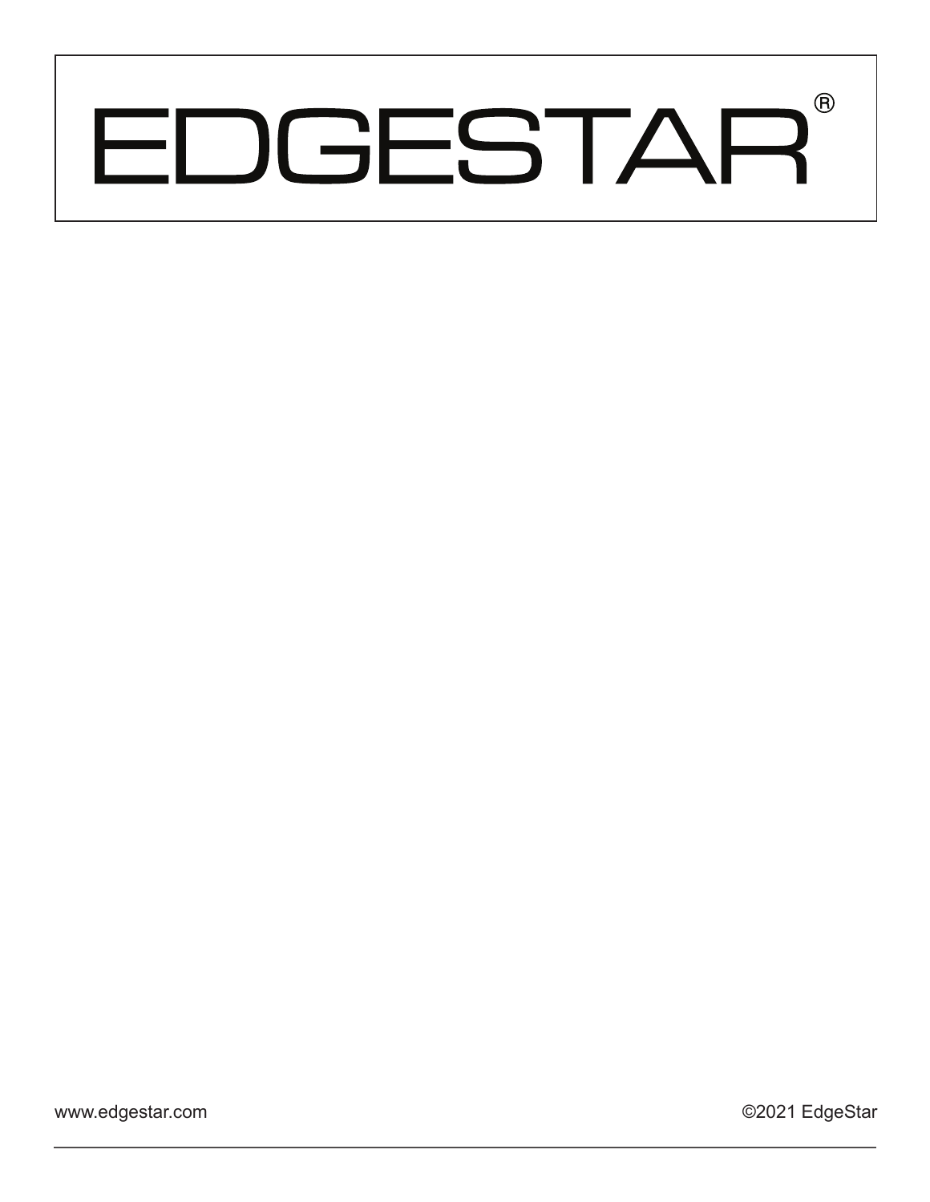# EDGESTAR®

www.edgestar.com

©2021 EdgeStar